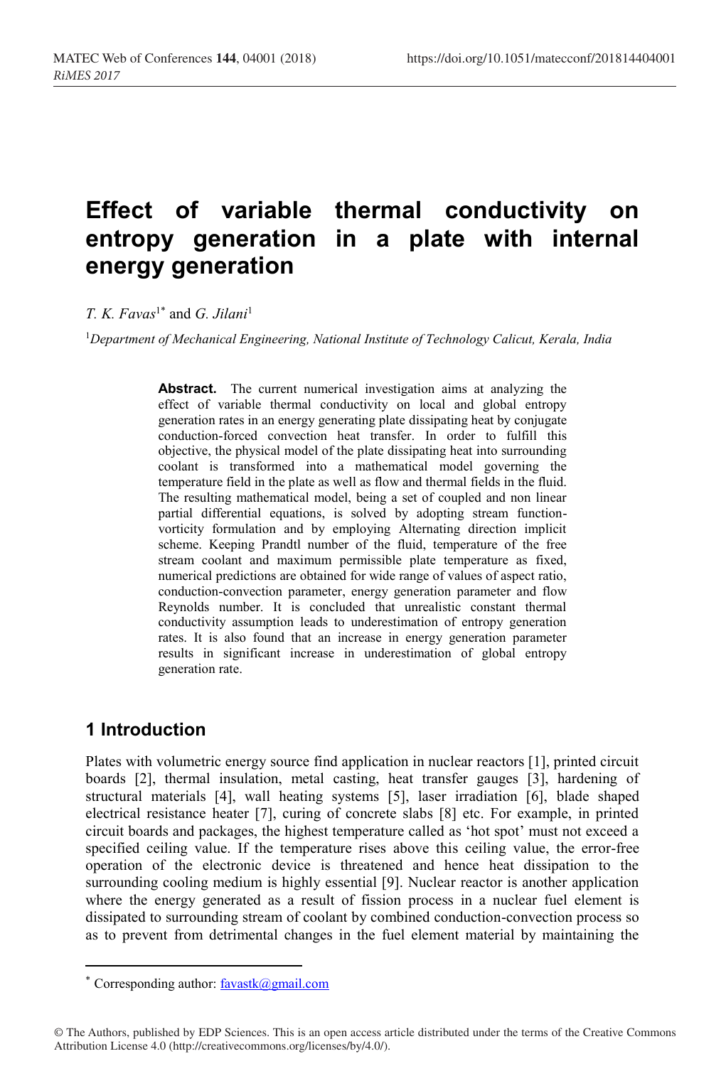# Effect of variable thermal conductivity on entropy generation in a plate with internal energy generation

*T. K. Favas*[1*] and *G. Jilani*[1]

[1]*Department of Mechanical Engineering, National Institute of Technology Calicut, Kerala, India*

**Abstract.** The current numerical investigation aims at analyzing the effect of variable thermal conductivity on local and global entropy generation rates in an energy generating plate dissipating heat by conjugate conduction-forced convection heat transfer. In order to fulfill this objective, the physical model of the plate dissipating heat into surrounding coolant is transformed into a mathematical model governing the temperature field in the plate as well as flow and thermal fields in the fluid. The resulting mathematical model, being a set of coupled and non linear partial differential equations, is solved by adopting stream function-vorticity formulation and by employing Alternating direction implicit scheme. Keeping Prandtl number of the fluid, temperature of the free stream coolant and maximum permissible plate temperature as fixed, numerical predictions are obtained for wide range of values of aspect ratio, conduction-convection parameter, energy generation parameter and flow Reynolds number. It is concluded that unrealistic constant thermal conductivity assumption leads to underestimation of entropy generation rates. It is also found that an increase in energy generation parameter results in significant increase in underestimation of global entropy generation rate.

## 1 Introduction

Plates with volumetric energy source find application in nuclear reactors [1], printed circuit boards [2], thermal insulation, metal casting, heat transfer gauges [3], hardening of structural materials [4], wall heating systems [5], laser irradiation [6], blade shaped electrical resistance heater [7], curing of concrete slabs [8] etc. For example, in printed circuit boards and packages, the highest temperature called as 'hot spot' must not exceed a specified ceiling value. If the temperature rises above this ceiling value, the error-free operation of the electronic device is threatened and hence heat dissipation to the surrounding cooling medium is highly essential [9]. Nuclear reactor is another application where the energy generated as a result of fission process in a nuclear fuel element is dissipated to surrounding stream of coolant by combined conduction-convection process so as to prevent from detrimental changes in the fuel element material by maintaining the

---

[*] Corresponding author: favastk@gmail.com

© The Authors, published by EDP Sciences. This is an open access article distributed under the terms of the Creative Commons Attribution License 4.0 (http://creativecommons.org/licenses/by/4.0/).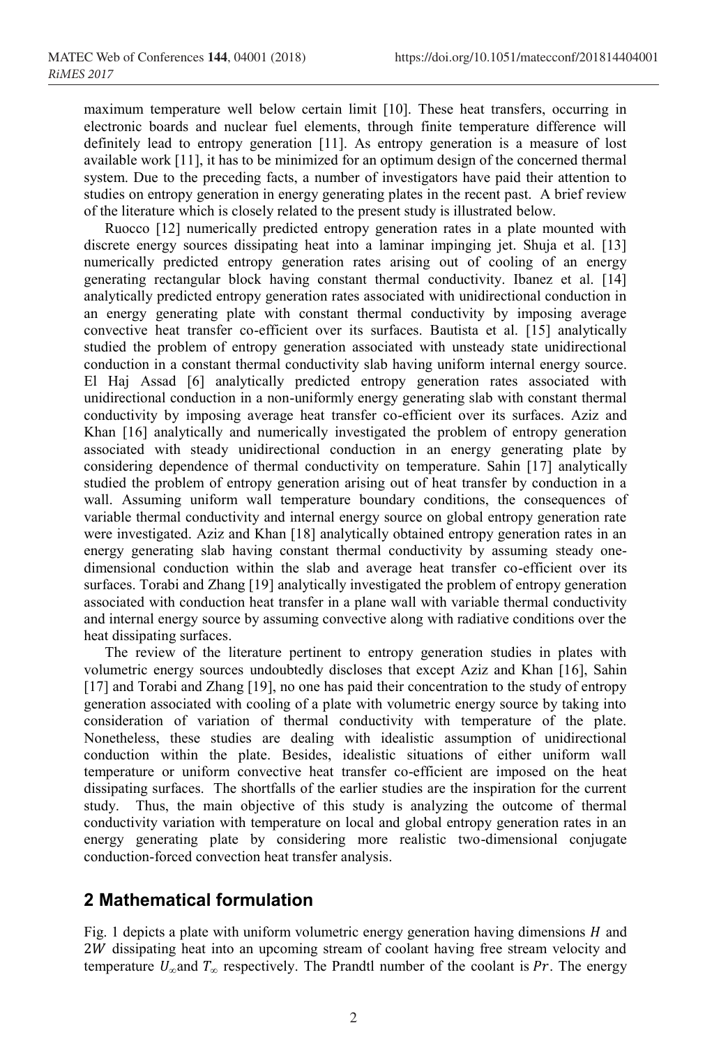maximum temperature well below certain limit [10]. These heat transfers, occurring in electronic boards and nuclear fuel elements, through finite temperature difference will definitely lead to entropy generation [11]. As entropy generation is a measure of lost available work [11], it has to be minimized for an optimum design of the concerned thermal system. Due to the preceding facts, a number of investigators have paid their attention to studies on entropy generation in energy generating plates in the recent past. A brief review of the literature which is closely related to the present study is illustrated below.

Ruocco [12] numerically predicted entropy generation rates in a plate mounted with discrete energy sources dissipating heat into a laminar impinging jet. Shuja et al. [13] numerically predicted entropy generation rates arising out of cooling of an energy generating rectangular block having constant thermal conductivity. Ibanez et al. [14] analytically predicted entropy generation rates associated with unidirectional conduction in an energy generating plate with constant thermal conductivity by imposing average convective heat transfer co-efficient over its surfaces. Bautista et al. [15] analytically studied the problem of entropy generation associated with unsteady state unidirectional conduction in a constant thermal conductivity slab having uniform internal energy source. El Haj Assad [6] analytically predicted entropy generation rates associated with unidirectional conduction in a non-uniformly energy generating slab with constant thermal conductivity by imposing average heat transfer co-efficient over its surfaces. Aziz and Khan [16] analytically and numerically investigated the problem of entropy generation associated with steady unidirectional conduction in an energy generating plate by considering dependence of thermal conductivity on temperature. Sahin [17] analytically studied the problem of entropy generation arising out of heat transfer by conduction in a wall. Assuming uniform wall temperature boundary conditions, the consequences of variable thermal conductivity and internal energy source on global entropy generation rate were investigated. Aziz and Khan [18] analytically obtained entropy generation rates in an energy generating slab having constant thermal conductivity by assuming steady one-dimensional conduction within the slab and average heat transfer co-efficient over its surfaces. Torabi and Zhang [19] analytically investigated the problem of entropy generation associated with conduction heat transfer in a plane wall with variable thermal conductivity and internal energy source by assuming convective along with radiative conditions over the heat dissipating surfaces.

The review of the literature pertinent to entropy generation studies in plates with volumetric energy sources undoubtedly discloses that except Aziz and Khan [16], Sahin [17] and Torabi and Zhang [19], no one has paid their concentration to the study of entropy generation associated with cooling of a plate with volumetric energy source by taking into consideration of variation of thermal conductivity with temperature of the plate. Nonetheless, these studies are dealing with idealistic assumption of unidirectional conduction within the plate. Besides, idealistic situations of either uniform wall temperature or uniform convective heat transfer co-efficient are imposed on the heat dissipating surfaces. The shortfalls of the earlier studies are the inspiration for the current study. Thus, the main objective of this study is analyzing the outcome of thermal conductivity variation with temperature on local and global entropy generation rates in an energy generating plate by considering more realistic two-dimensional conjugate conduction-forced convection heat transfer analysis.

## 2 Mathematical formulation

Fig. 1 depicts a plate with uniform volumetric energy generation having dimensions $H$ and $2W$ dissipating heat into an upcoming stream of coolant having free stream velocity and temperature $U_{\infty}$ and $T_{\infty}$ respectively. The Prandtl number of the coolant is $Pr$. The energy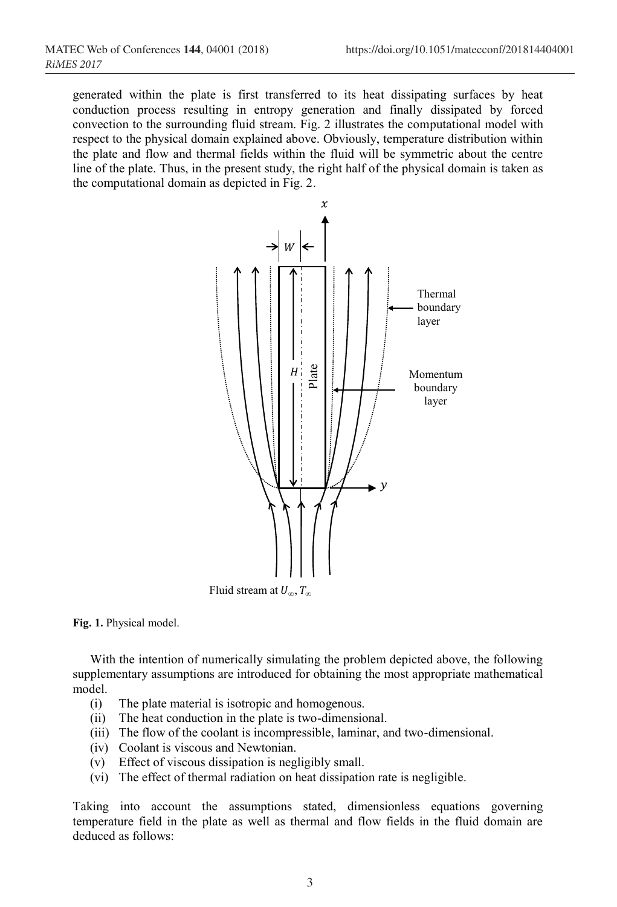generated within the plate is first transferred to its heat dissipating surfaces by heat conduction process resulting in entropy generation and finally dissipated by forced convection to the surrounding fluid stream. Fig. 2 illustrates the computational model with respect to the physical domain explained above. Obviously, temperature distribution within the plate and flow and thermal fields within the fluid will be symmetric about the centre line of the plate. Thus, in the present study, the right half of the physical domain is taken as the computational domain as depicted in Fig. 2.

**Fig. 1.** Physical model.

With the intention of numerically simulating the problem depicted above, the following supplementary assumptions are introduced for obtaining the most appropriate mathematical model.

- (i) The plate material is isotropic and homogenous.
- (ii) The heat conduction in the plate is two-dimensional.
- (iii) The flow of the coolant is incompressible, laminar, and two-dimensional.
- (iv) Coolant is viscous and Newtonian.
- (v) Effect of viscous dissipation is negligibly small.
- (vi) The effect of thermal radiation on heat dissipation rate is negligible.

Taking into account the assumptions stated, dimensionless equations governing temperature field in the plate as well as thermal and flow fields in the fluid domain are deduced as follows: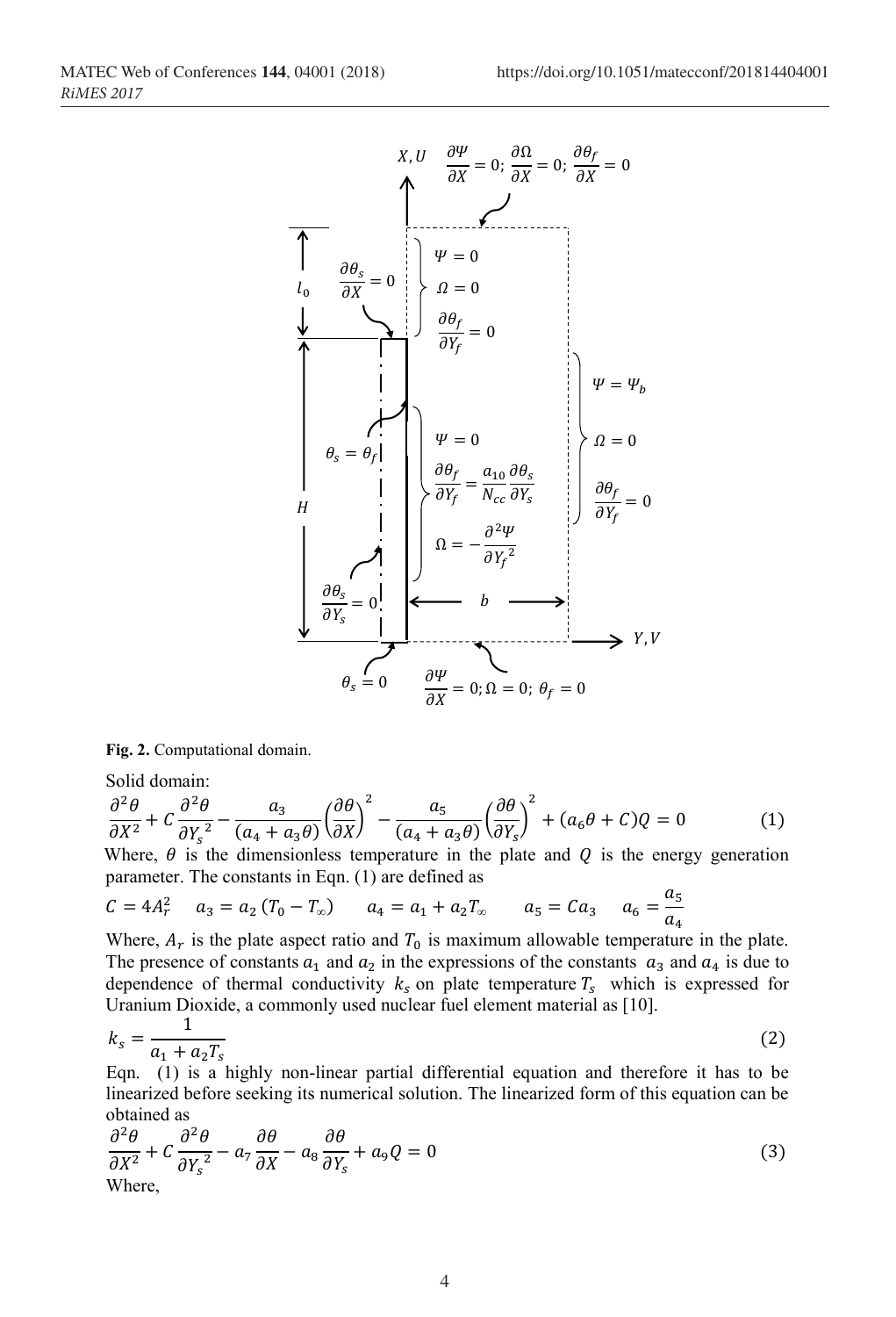**Fig. 2.** Computational domain.

Solid domain:

$$\frac{\partial^2 \theta}{\partial X^2} + C\frac{\partial^2 \theta}{\partial {Y_s}^2} - \frac{a_3}{(a_4 + a_3\theta)}\left(\frac{\partial \theta}{\partial X}\right)^2 - \frac{a_5}{(a_4 + a_3\theta)}\left(\frac{\partial \theta}{\partial Y_s}\right)^2 + (a_6\theta + C)Q = 0 \quad (1)$$

Where, $\theta$ is the dimensionless temperature in the plate and $Q$ is the energy generation parameter. The constants in Eqn. (1) are defined as

$$C = 4A_r^2 \quad a_3 = a_2\,(T_0 - T_\infty) \quad a_4 = a_1 + a_2 T_\infty \quad a_5 = Ca_3 \quad a_6 = \frac{a_5}{a_4}$$

Where, $A_r$ is the plate aspect ratio and $T_0$ is maximum allowable temperature in the plate. The presence of constants $a_1$ and $a_2$ in the expressions of the constants $a_3$ and $a_4$ is due to dependence of thermal conductivity $k_s$ on plate temperature $T_s$ which is expressed for Uranium Dioxide, a commonly used nuclear fuel element material as [10].

$$k_s = \frac{1}{a_1 + a_2 T_s} \quad (2)$$

Eqn. (1) is a highly non-linear partial differential equation and therefore it has to be linearized before seeking its numerical solution. The linearized form of this equation can be obtained as

$$\frac{\partial^2 \theta}{\partial X^2} + C\frac{\partial^2 \theta}{\partial {Y_s}^2} - a_7\frac{\partial \theta}{\partial X} - a_8\frac{\partial \theta}{\partial Y_s} + a_9 Q = 0 \quad (3)$$

Where,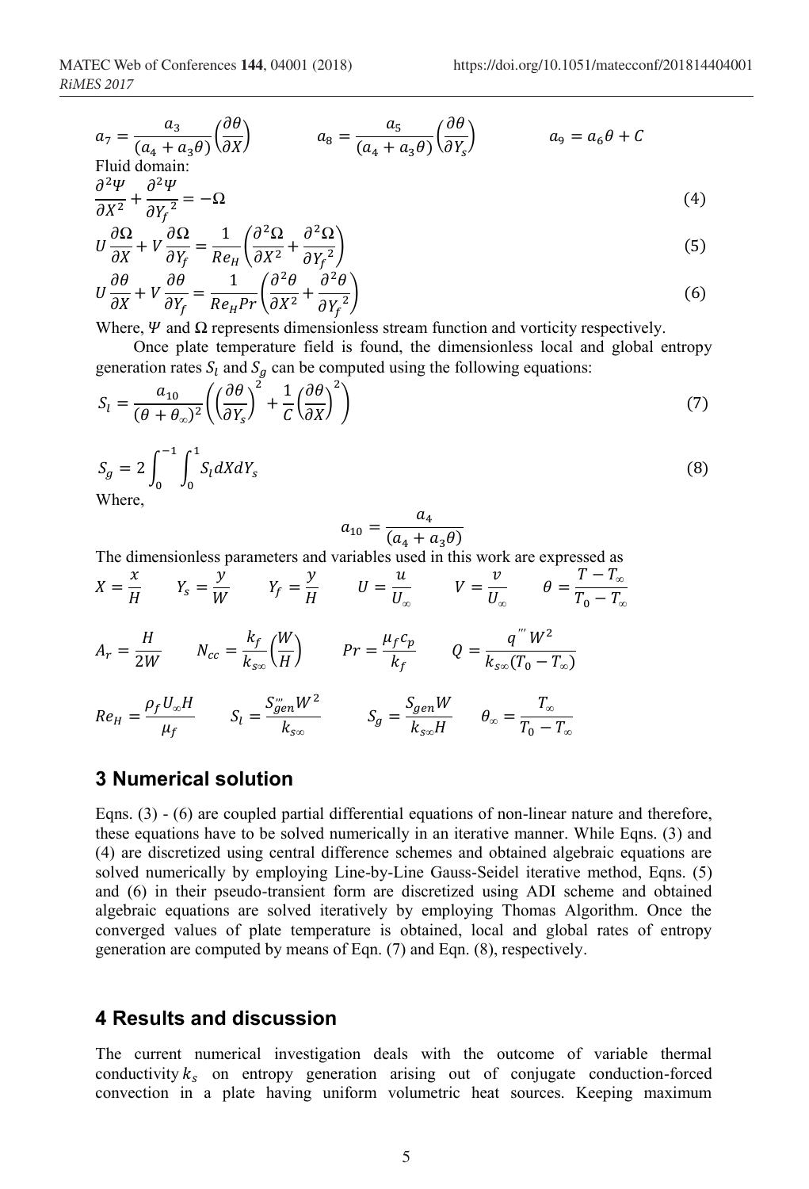$$a_7 = \frac{a_3}{(a_4 + a_3\theta)}\left(\frac{\partial \theta}{\partial X}\right) \qquad a_8 = \frac{a_5}{(a_4 + a_3\theta)}\left(\frac{\partial \theta}{\partial Y_s}\right) \qquad a_9 = a_6\theta + C$$

Fluid domain:

$$\frac{\partial^2 \Psi}{\partial X^2} + \frac{\partial^2 \Psi}{\partial {Y_f}^2} = -\Omega \tag{4}$$

$$U\frac{\partial \Omega}{\partial X} + V\frac{\partial \Omega}{\partial Y_f} = \frac{1}{Re_H}\left(\frac{\partial^2 \Omega}{\partial X^2} + \frac{\partial^2 \Omega}{\partial {Y_f}^2}\right) \tag{5}$$

$$U\frac{\partial \theta}{\partial X} + V\frac{\partial \theta}{\partial Y_f} = \frac{1}{Re_H Pr}\left(\frac{\partial^2 \theta}{\partial X^2} + \frac{\partial^2 \theta}{\partial {Y_f}^2}\right) \tag{6}$$

Where, $\Psi$ and $\Omega$ represents dimensionless stream function and vorticity respectively.

Once plate temperature field is found, the dimensionless local and global entropy generation rates $S_l$ and $S_g$ can be computed using the following equations:

$$S_l = \frac{a_{10}}{(\theta + \theta_\infty)^2}\left(\left(\frac{\partial \theta}{\partial Y_s}\right)^2 + \frac{1}{C}\left(\frac{\partial \theta}{\partial X}\right)^2\right) \tag{7}$$

$$S_g = 2\int_0^{-1}\int_0^{1} S_l \, dX dY_s \tag{8}$$

Where,

$$a_{10} = \frac{a_4}{(a_4 + a_3\theta)}$$

The dimensionless parameters and variables used in this work are expressed as

$$X = \frac{x}{H} \qquad Y_s = \frac{y}{W} \qquad Y_f = \frac{y}{H} \qquad U = \frac{u}{U_\infty} \qquad V = \frac{v}{U_\infty} \qquad \theta = \frac{T - T_\infty}{T_0 - T_\infty}$$

$$A_r = \frac{H}{2W} \qquad N_{cc} = \frac{k_f}{k_{s\infty}}\left(\frac{W}{H}\right) \qquad Pr = \frac{\mu_f c_p}{k_f} \qquad Q = \frac{q''' W^2}{k_{s\infty}(T_0 - T_\infty)}$$

$$Re_H = \frac{\rho_f U_\infty H}{\mu_f} \qquad S_l = \frac{S_{gen}''' W^2}{k_{s\infty}} \qquad S_g = \frac{S_{gen} W}{k_{s\infty} H} \qquad \theta_\infty = \frac{T_\infty}{T_0 - T_\infty}$$

## 3 Numerical solution

Eqns. (3) - (6) are coupled partial differential equations of non-linear nature and therefore, these equations have to be solved numerically in an iterative manner. While Eqns. (3) and (4) are discretized using central difference schemes and obtained algebraic equations are solved numerically by employing Line-by-Line Gauss-Seidel iterative method, Eqns. (5) and (6) in their pseudo-transient form are discretized using ADI scheme and obtained algebraic equations are solved iteratively by employing Thomas Algorithm. Once the converged values of plate temperature is obtained, local and global rates of entropy generation are computed by means of Eqn. (7) and Eqn. (8), respectively.

## 4 Results and discussion

The current numerical investigation deals with the outcome of variable thermal conductivity $k_s$ on entropy generation arising out of conjugate conduction-forced convection in a plate having uniform volumetric heat sources. Keeping maximum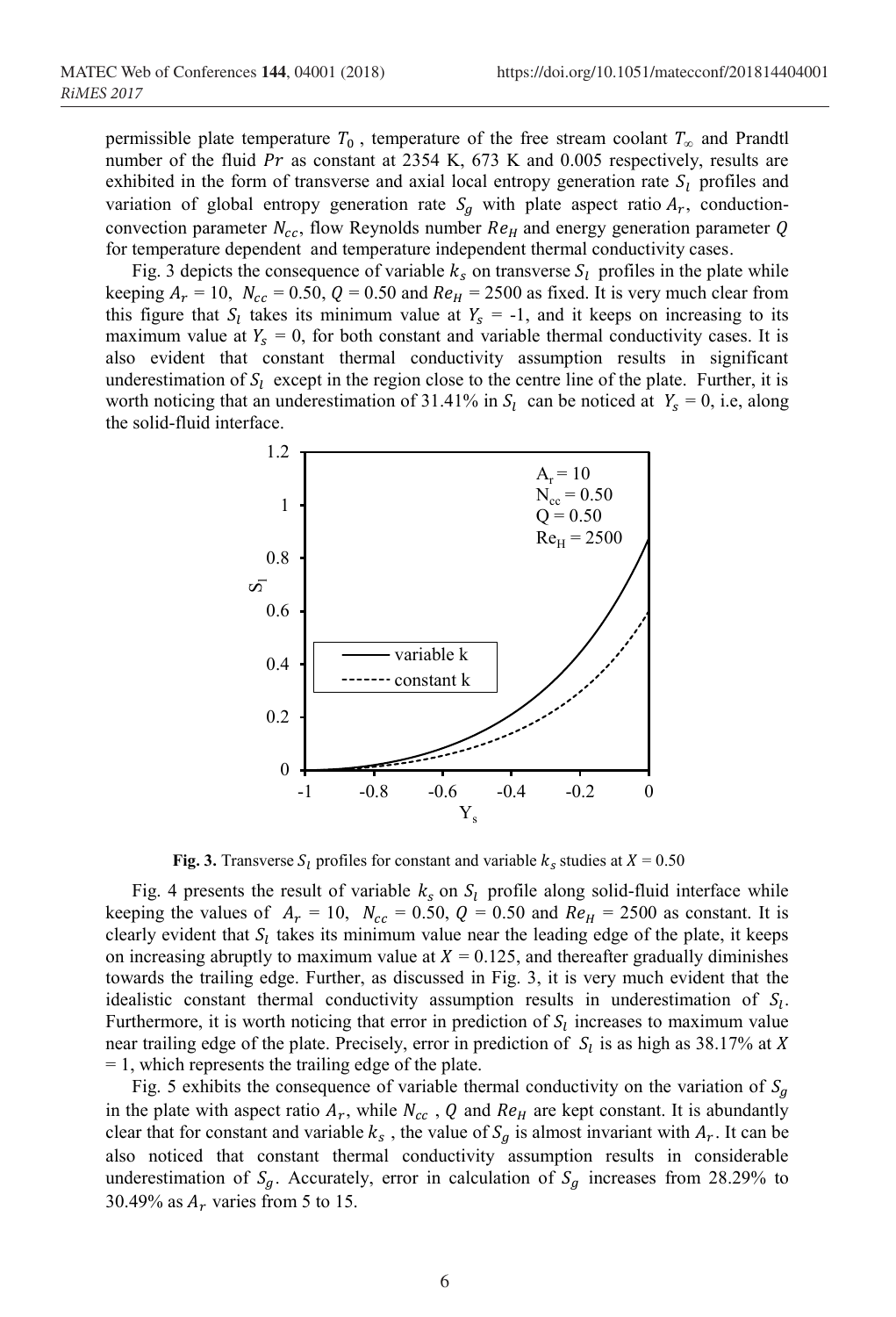permissible plate temperature $T_0$, temperature of the free stream coolant $T_\infty$ and Prandtl number of the fluid $Pr$ as constant at 2354 K, 673 K and 0.005 respectively, results are exhibited in the form of transverse and axial local entropy generation rate $S_l$ profiles and variation of global entropy generation rate $S_g$ with plate aspect ratio $A_r$, conduction-convection parameter $N_{cc}$, flow Reynolds number $Re_H$ and energy generation parameter $Q$ for temperature dependent and temperature independent thermal conductivity cases.

Fig. 3 depicts the consequence of variable $k_s$ on transverse $S_l$ profiles in the plate while keeping $A_r = 10$, $N_{cc} = 0.50$, $Q = 0.50$ and $Re_H = 2500$ as fixed. It is very much clear from this figure that $S_l$ takes its minimum value at $Y_s = -1$, and it keeps on increasing to its maximum value at $Y_s = 0$, for both constant and variable thermal conductivity cases. It is also evident that constant thermal conductivity assumption results in significant underestimation of $S_l$ except in the region close to the centre line of the plate. Further, it is worth noticing that an underestimation of 31.41% in $S_l$ can be noticed at $Y_s = 0$, i.e, along the solid-fluid interface.

**Fig. 3.** Transverse $S_l$ profiles for constant and variable $k_s$ studies at $X = 0.50$

Fig. 4 presents the result of variable $k_s$ on $S_l$ profile along solid-fluid interface while keeping the values of $A_r = 10$, $N_{cc} = 0.50$, $Q = 0.50$ and $Re_H = 2500$ as constant. It is clearly evident that $S_l$ takes its minimum value near the leading edge of the plate, it keeps on increasing abruptly to maximum value at $X = 0.125$, and thereafter gradually diminishes towards the trailing edge. Further, as discussed in Fig. 3, it is very much evident that the idealistic constant thermal conductivity assumption results in underestimation of $S_l$. Furthermore, it is worth noticing that error in prediction of $S_l$ increases to maximum value near trailing edge of the plate. Precisely, error in prediction of $S_l$ is as high as 38.17% at $X = 1$, which represents the trailing edge of the plate.

Fig. 5 exhibits the consequence of variable thermal conductivity on the variation of $S_g$ in the plate with aspect ratio $A_r$, while $N_{cc}$, $Q$ and $Re_H$ are kept constant. It is abundantly clear that for constant and variable $k_s$, the value of $S_g$ is almost invariant with $A_r$. It can be also noticed that constant thermal conductivity assumption results in considerable underestimation of $S_g$. Accurately, error in calculation of $S_g$ increases from 28.29% to 30.49% as $A_r$ varies from 5 to 15.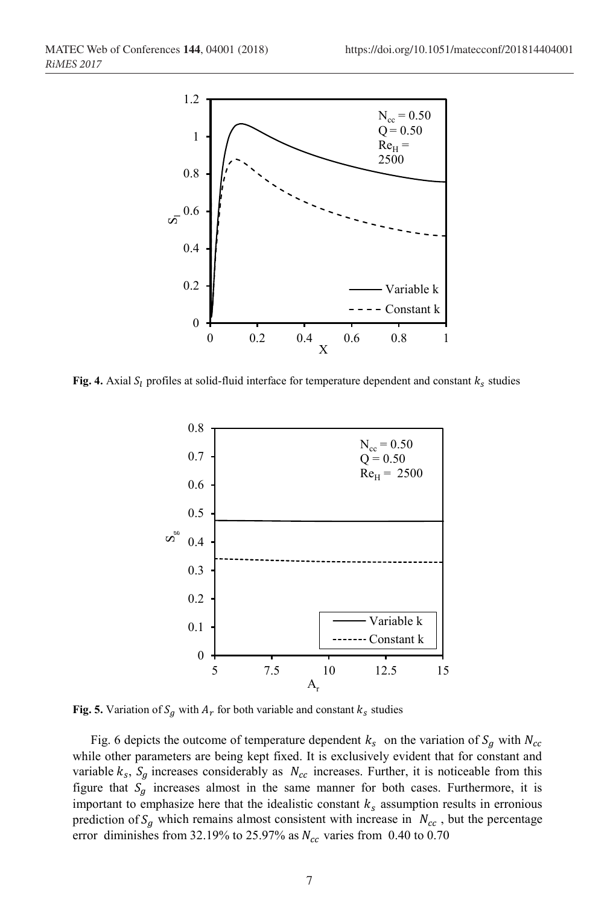**Fig. 4.** Axial $S_l$ profiles at solid-fluid interface for temperature dependent and constant $k_s$ studies

**Fig. 5.** Variation of $S_g$ with $A_r$ for both variable and constant $k_s$ studies

Fig. 6 depicts the outcome of temperature dependent $k_s$ on the variation of $S_g$ with $N_{cc}$ while other parameters are being kept fixed. It is exclusively evident that for constant and variable $k_s$, $S_g$ increases considerably as $N_{cc}$ increases. Further, it is noticeable from this figure that $S_g$ increases almost in the same manner for both cases. Furthermore, it is important to emphasize here that the idealistic constant $k_s$ assumption results in erronious prediction of $S_g$ which remains almost consistent with increase in $N_{cc}$, but the percentage error diminishes from 32.19% to 25.97% as $N_{cc}$ varies from 0.40 to 0.70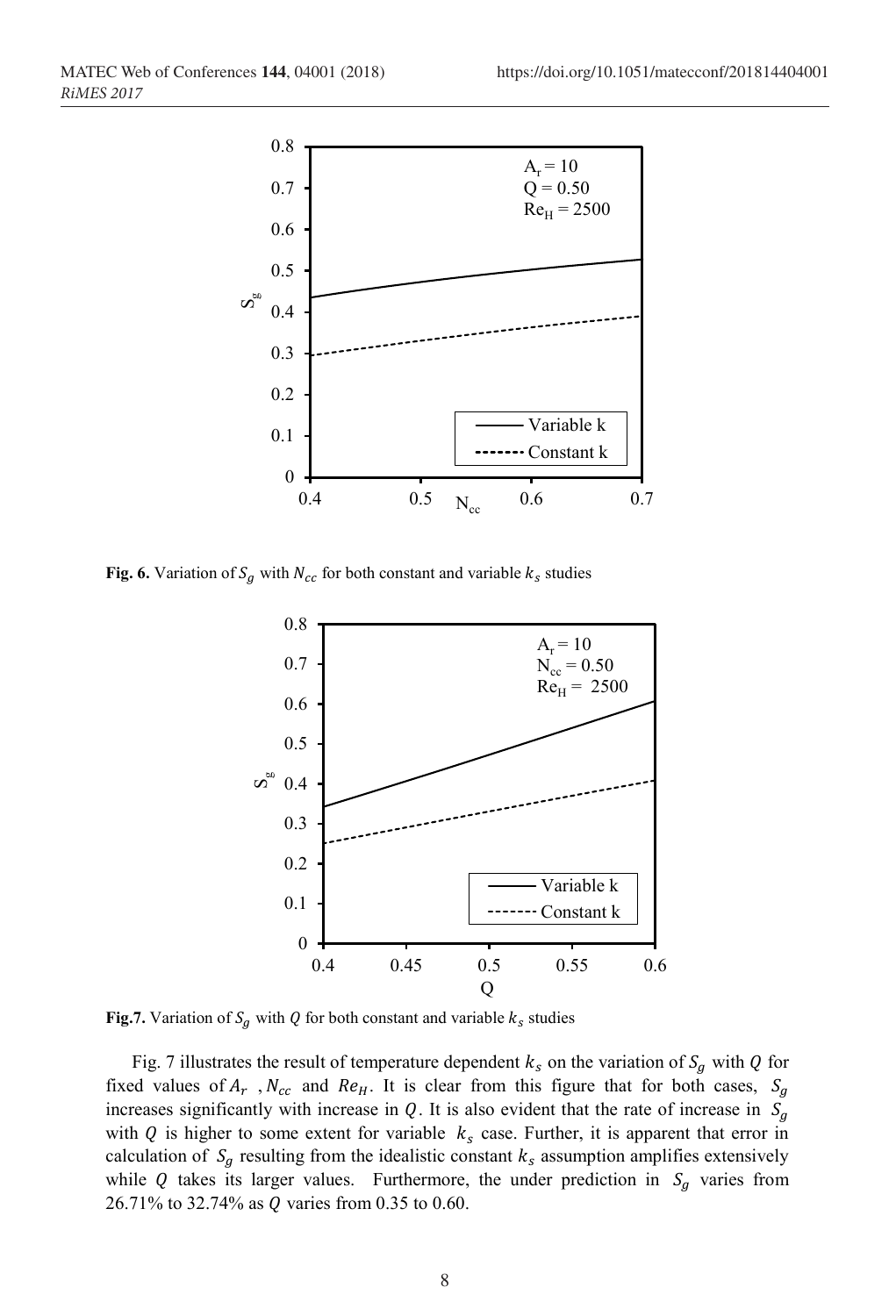**Fig. 6.** Variation of $S_g$ with $N_{cc}$ for both constant and variable $k_s$ studies

**Fig.7.** Variation of $S_g$ with $Q$ for both constant and variable $k_s$ studies

Fig. 7 illustrates the result of temperature dependent $k_s$ on the variation of $S_g$ with $Q$ for fixed values of $A_r$, $N_{cc}$ and $Re_H$. It is clear from this figure that for both cases, $S_g$ increases significantly with increase in $Q$. It is also evident that the rate of increase in $S_g$ with $Q$ is higher to some extent for variable $k_s$ case. Further, it is apparent that error in calculation of $S_g$ resulting from the idealistic constant $k_s$ assumption amplifies extensively while $Q$ takes its larger values. Furthermore, the under prediction in $S_g$ varies from 26.71% to 32.74% as $Q$ varies from 0.35 to 0.60.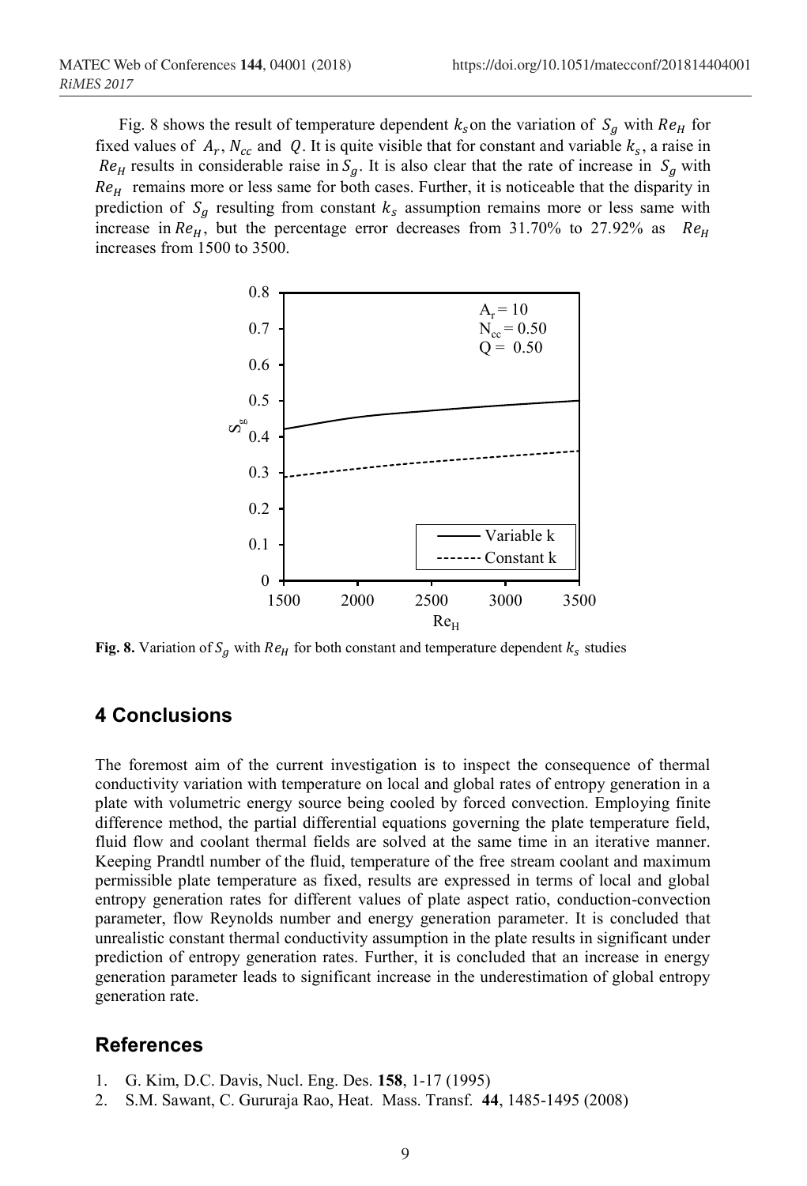Fig. 8 shows the result of temperature dependent $k_s$ on the variation of $S_g$ with $Re_H$ for fixed values of $A_r$, $N_{cc}$ and $Q$. It is quite visible that for constant and variable $k_s$, a raise in $Re_H$ results in considerable raise in $S_g$. It is also clear that the rate of increase in $S_g$ with $Re_H$ remains more or less same for both cases. Further, it is noticeable that the disparity in prediction of $S_g$ resulting from constant $k_s$ assumption remains more or less same with increase in $Re_H$, but the percentage error decreases from 31.70% to 27.92% as $Re_H$ increases from 1500 to 3500.

**Fig. 8.** Variation of $S_g$ with $Re_H$ for both constant and temperature dependent $k_s$ studies

## 4 Conclusions

The foremost aim of the current investigation is to inspect the consequence of thermal conductivity variation with temperature on local and global rates of entropy generation in a plate with volumetric energy source being cooled by forced convection. Employing finite difference method, the partial differential equations governing the plate temperature field, fluid flow and coolant thermal fields are solved at the same time in an iterative manner. Keeping Prandtl number of the fluid, temperature of the free stream coolant and maximum permissible plate temperature as fixed, results are expressed in terms of local and global entropy generation rates for different values of plate aspect ratio, conduction-convection parameter, flow Reynolds number and energy generation parameter. It is concluded that unrealistic constant thermal conductivity assumption in the plate results in significant under prediction of entropy generation rates. Further, it is concluded that an increase in energy generation parameter leads to significant increase in the underestimation of global entropy generation rate.

## References

1. G. Kim, D.C. Davis, Nucl. Eng. Des. **158**, 1-17 (1995)
2. S.M. Sawant, C. Gururaja Rao, Heat. Mass. Transf. **44**, 1485-1495 (2008)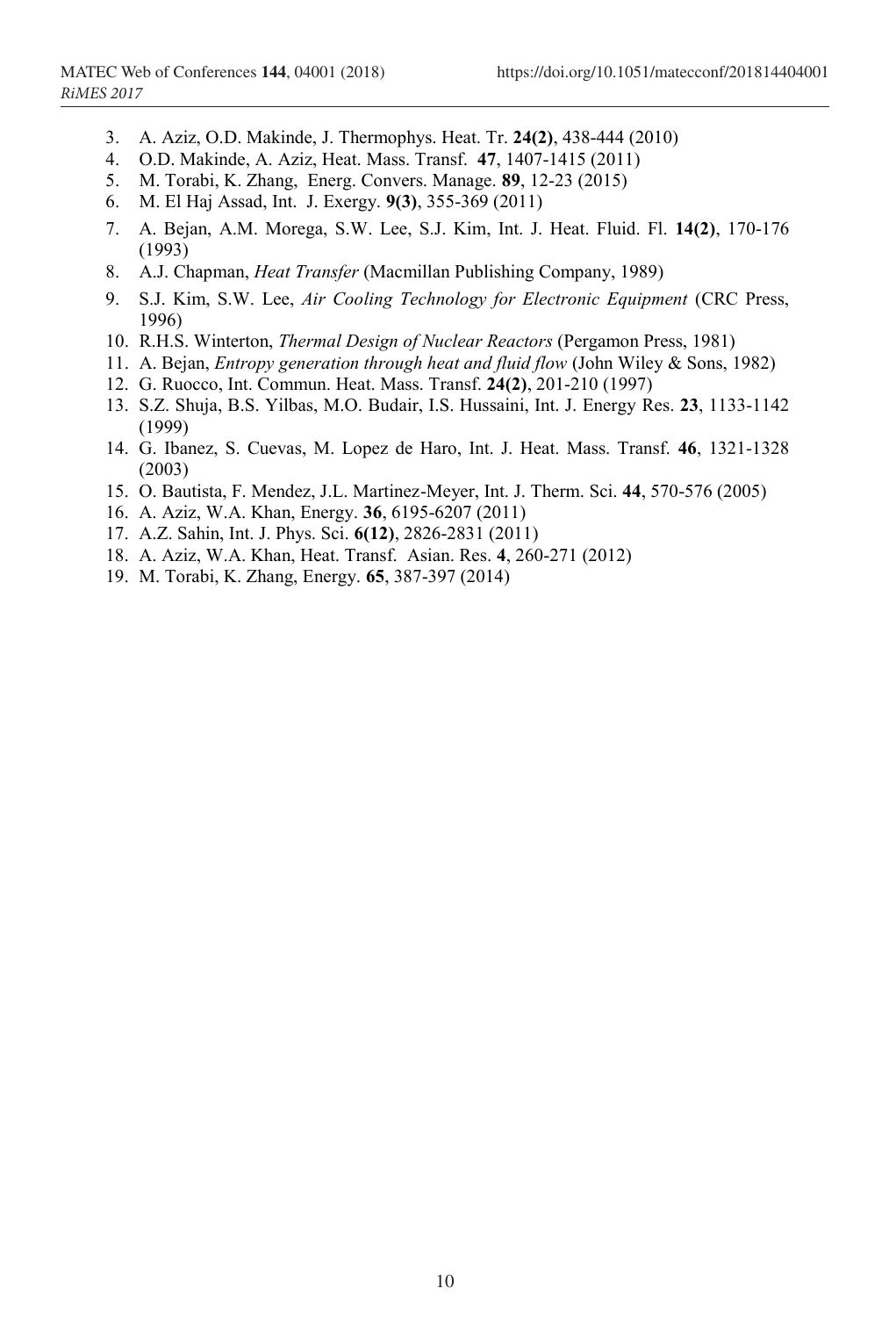3. A. Aziz, O.D. Makinde, J. Thermophys. Heat. Tr. **24(2)**, 438-444 (2010)
4. O.D. Makinde, A. Aziz, Heat. Mass. Transf. **47**, 1407-1415 (2011)
5. M. Torabi, K. Zhang, Energ. Convers. Manage. **89**, 12-23 (2015)
6. M. El Haj Assad, Int. J. Exergy. **9(3)**, 355-369 (2011)
7. A. Bejan, A.M. Morega, S.W. Lee, S.J. Kim, Int. J. Heat. Fluid. Fl. **14(2)**, 170-176 (1993)
8. A.J. Chapman, *Heat Transfer* (Macmillan Publishing Company, 1989)
9. S.J. Kim, S.W. Lee, *Air Cooling Technology for Electronic Equipment* (CRC Press, 1996)
10. R.H.S. Winterton, *Thermal Design of Nuclear Reactors* (Pergamon Press, 1981)
11. A. Bejan, *Entropy generation through heat and fluid flow* (John Wiley & Sons, 1982)
12. G. Ruocco, Int. Commun. Heat. Mass. Transf. **24(2)**, 201-210 (1997)
13. S.Z. Shuja, B.S. Yilbas, M.O. Budair, I.S. Hussaini, Int. J. Energy Res. **23**, 1133-1142 (1999)
14. G. Ibanez, S. Cuevas, M. Lopez de Haro, Int. J. Heat. Mass. Transf. **46**, 1321-1328 (2003)
15. O. Bautista, F. Mendez, J.L. Martinez-Meyer, Int. J. Therm. Sci. **44**, 570-576 (2005)
16. A. Aziz, W.A. Khan, Energy. **36**, 6195-6207 (2011)
17. A.Z. Sahin, Int. J. Phys. Sci. **6(12)**, 2826-2831 (2011)
18. A. Aziz, W.A. Khan, Heat. Transf. Asian. Res. **4**, 260-271 (2012)
19. M. Torabi, K. Zhang, Energy. **65**, 387-397 (2014)